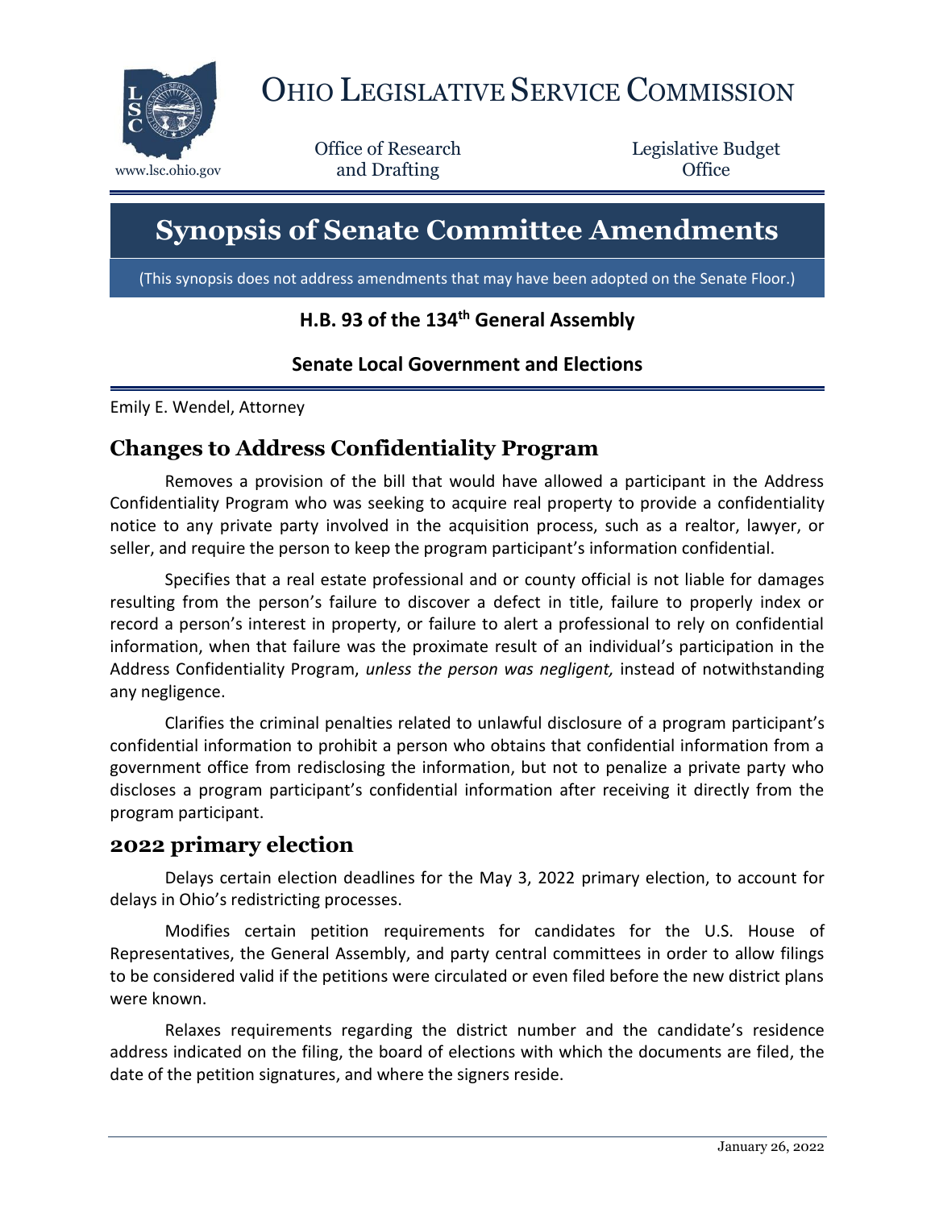# OHIO LEGISLATIVE SERVICE COMMISSION

www.lsc.ohio.gov

Office of Research and Drafting

Legislative Budget Office

# Synopsis of Senate Committee Amendments

(This synopsis does not address amendments that may have been adopted on the Senate Floor.)

**H.B. 93 of the 134th General Assembly**

**Senate Local Government and Elections**

Emily E. Wendel, Attorney

## Changes to Address Confidentiality Program

Removes a provision of the bill that would have allowed a participant in the Address Confidentiality Program who was seeking to acquire real property to provide a confidentiality notice to any private party involved in the acquisition process, such as a realtor, lawyer, or seller, and require the person to keep the program participant's information confidential.

Specifies that a real estate professional and or county official is not liable for damages resulting from the person's failure to discover a defect in title, failure to properly index or record a person's interest in property, or failure to alert a professional to rely on confidential information, when that failure was the proximate result of an individual's participation in the Address Confidentiality Program, *unless the person was negligent,* instead of notwithstanding any negligence.

Clarifies the criminal penalties related to unlawful disclosure of a program participant's confidential information to prohibit a person who obtains that confidential information from a government office from redisclosing the information, but not to penalize a private party who discloses a program participant's confidential information after receiving it directly from the program participant.

## 2022 primary election

Delays certain election deadlines for the May 3, 2022 primary election, to account for delays in Ohio's redistricting processes.

Modifies certain petition requirements for candidates for the U.S. House of Representatives, the General Assembly, and party central committees in order to allow filings to be considered valid if the petitions were circulated or even filed before the new district plans were known.

Relaxes requirements regarding the district number and the candidate's residence address indicated on the filing, the board of elections with which the documents are filed, the date of the petition signatures, and where the signers reside.

January 26, 2022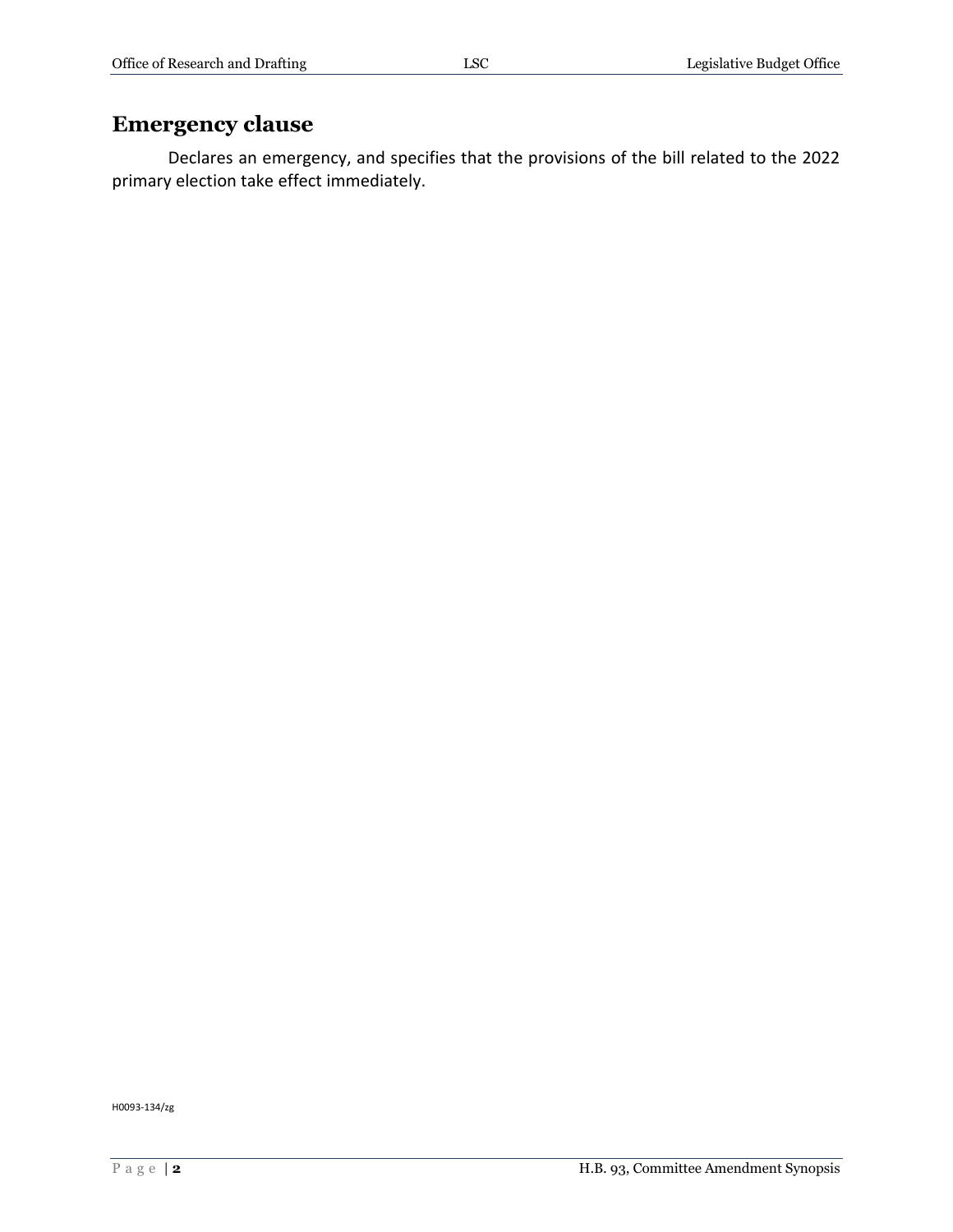## Emergency clause

Declares an emergency, and specifies that the provisions of the bill related to the 2022 primary election take effect immediately.

H0093-134/zg